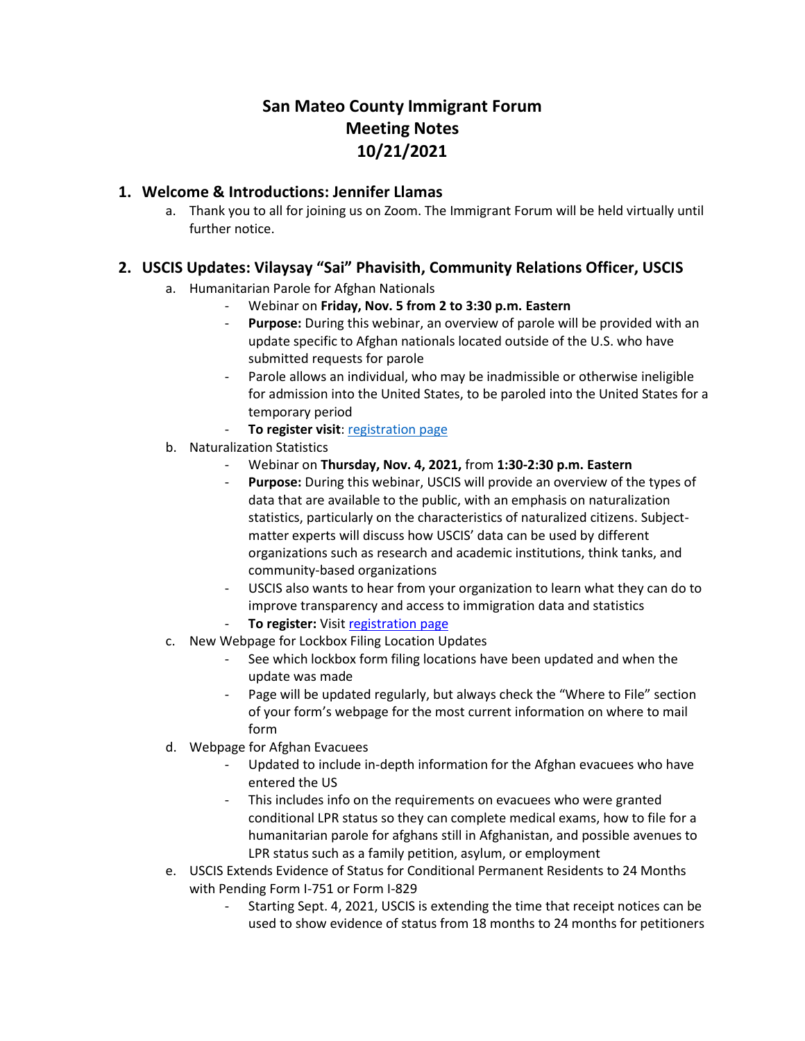# San Mateo County Immigrant Forum
# Meeting Notes
# 10/21/2021

## 1. Welcome & Introductions: Jennifer Llamas

a. Thank you to all for joining us on Zoom. The Immigrant Forum will be held virtually until further notice.

## 2. USCIS Updates: Vilaysay "Sai" Phavisith, Community Relations Officer, USCIS

a. Humanitarian Parole for Afghan Nationals
   - Webinar on **Friday, Nov. 5 from 2 to 3:30 p.m. Eastern**
   - **Purpose:** During this webinar, an overview of parole will be provided with an update specific to Afghan nationals located outside of the U.S. who have submitted requests for parole
   - Parole allows an individual, who may be inadmissible or otherwise ineligible for admission into the United States, to be paroled into the United States for a temporary period
   - **To register visit**: registration page

b. Naturalization Statistics
   - Webinar on **Thursday, Nov. 4, 2021,** from **1:30-2:30 p.m. Eastern**
   - **Purpose:** During this webinar, USCIS will provide an overview of the types of data that are available to the public, with an emphasis on naturalization statistics, particularly on the characteristics of naturalized citizens. Subject-matter experts will discuss how USCIS' data can be used by different organizations such as research and academic institutions, think tanks, and community-based organizations
   - USCIS also wants to hear from your organization to learn what they can do to improve transparency and access to immigration data and statistics
   - **To register:** Visit registration page

c. New Webpage for Lockbox Filing Location Updates
   - See which lockbox form filing locations have been updated and when the update was made
   - Page will be updated regularly, but always check the "Where to File" section of your form's webpage for the most current information on where to mail form

d. Webpage for Afghan Evacuees
   - Updated to include in-depth information for the Afghan evacuees who have entered the US
   - This includes info on the requirements on evacuees who were granted conditional LPR status so they can complete medical exams, how to file for a humanitarian parole for afghans still in Afghanistan, and possible avenues to LPR status such as a family petition, asylum, or employment

e. USCIS Extends Evidence of Status for Conditional Permanent Residents to 24 Months with Pending Form I-751 or Form I-829
   - Starting Sept. 4, 2021, USCIS is extending the time that receipt notices can be used to show evidence of status from 18 months to 24 months for petitioners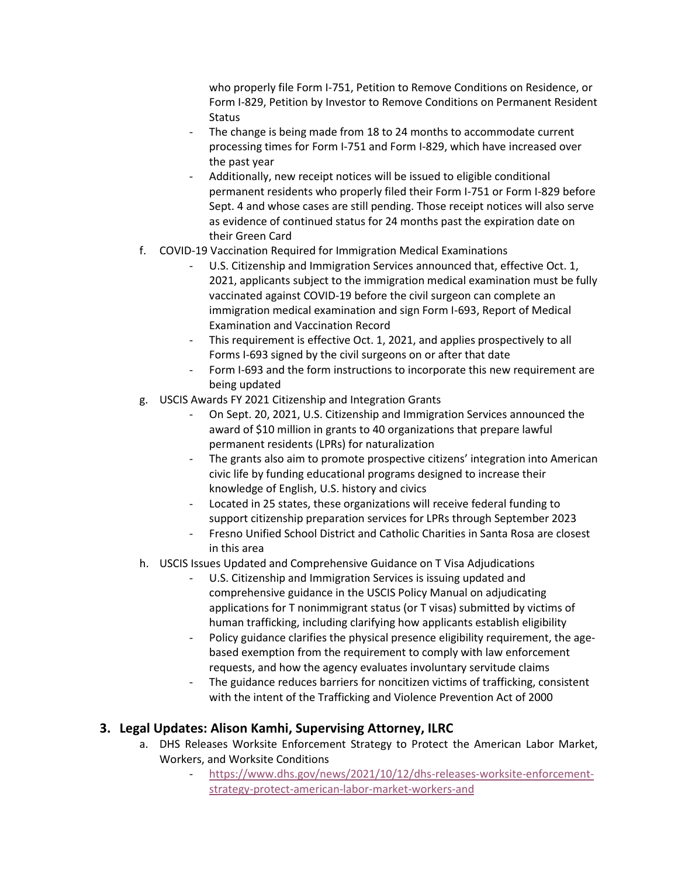who properly file Form I-751, Petition to Remove Conditions on Residence, or Form I-829, Petition by Investor to Remove Conditions on Permanent Resident Status
  - The change is being made from 18 to 24 months to accommodate current processing times for Form I-751 and Form I-829, which have increased over the past year
  - Additionally, new receipt notices will be issued to eligible conditional permanent residents who properly filed their Form I-751 or Form I-829 before Sept. 4 and whose cases are still pending. Those receipt notices will also serve as evidence of continued status for 24 months past the expiration date on their Green Card

f. COVID-19 Vaccination Required for Immigration Medical Examinations
  - U.S. Citizenship and Immigration Services announced that, effective Oct. 1, 2021, applicants subject to the immigration medical examination must be fully vaccinated against COVID-19 before the civil surgeon can complete an immigration medical examination and sign Form I-693, Report of Medical Examination and Vaccination Record
  - This requirement is effective Oct. 1, 2021, and applies prospectively to all Forms I-693 signed by the civil surgeons on or after that date
  - Form I-693 and the form instructions to incorporate this new requirement are being updated

g. USCIS Awards FY 2021 Citizenship and Integration Grants
  - On Sept. 20, 2021, U.S. Citizenship and Immigration Services announced the award of $10 million in grants to 40 organizations that prepare lawful permanent residents (LPRs) for naturalization
  - The grants also aim to promote prospective citizens' integration into American civic life by funding educational programs designed to increase their knowledge of English, U.S. history and civics
  - Located in 25 states, these organizations will receive federal funding to support citizenship preparation services for LPRs through September 2023
  - Fresno Unified School District and Catholic Charities in Santa Rosa are closest in this area

h. USCIS Issues Updated and Comprehensive Guidance on T Visa Adjudications
  - U.S. Citizenship and Immigration Services is issuing updated and comprehensive guidance in the USCIS Policy Manual on adjudicating applications for T nonimmigrant status (or T visas) submitted by victims of human trafficking, including clarifying how applicants establish eligibility
  - Policy guidance clarifies the physical presence eligibility requirement, the age-based exemption from the requirement to comply with law enforcement requests, and how the agency evaluates involuntary servitude claims
  - The guidance reduces barriers for noncitizen victims of trafficking, consistent with the intent of the Trafficking and Violence Prevention Act of 2000

## 3. Legal Updates: Alison Kamhi, Supervising Attorney, ILRC

a. DHS Releases Worksite Enforcement Strategy to Protect the American Labor Market, Workers, and Worksite Conditions
  - https://www.dhs.gov/news/2021/10/12/dhs-releases-worksite-enforcement-strategy-protect-american-labor-market-workers-and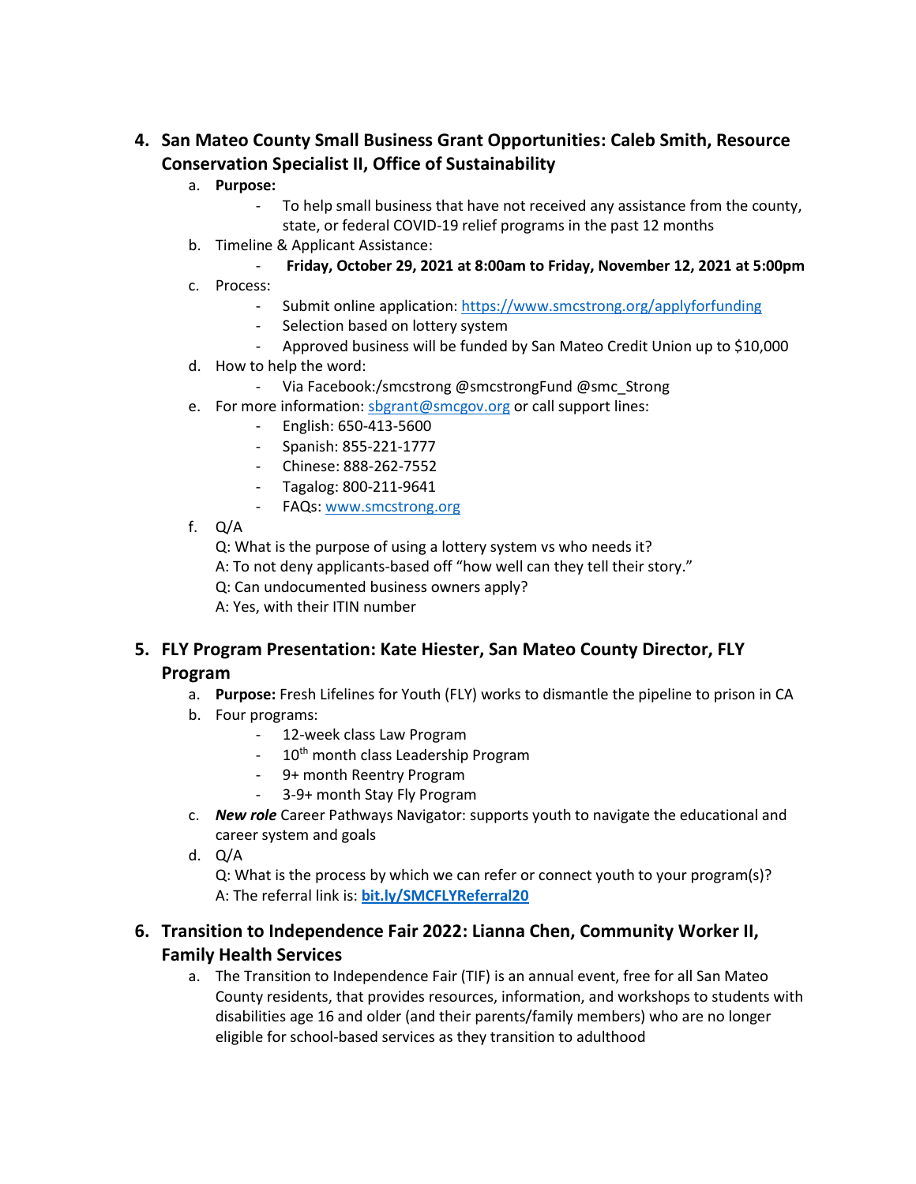## 4. San Mateo County Small Business Grant Opportunities: Caleb Smith, Resource Conservation Specialist II, Office of Sustainability

a. **Purpose:**
   - To help small business that have not received any assistance from the county, state, or federal COVID-19 relief programs in the past 12 months

b. Timeline & Applicant Assistance:
   - **Friday, October 29, 2021 at 8:00am to Friday, November 12, 2021 at 5:00pm**

c. Process:
   - Submit online application: https://www.smcstrong.org/applyforfunding
   - Selection based on lottery system
   - Approved business will be funded by San Mateo Credit Union up to $10,000

d. How to help the word:
   - Via Facebook:/smcstrong @smcstrongFund @smc_Strong

e. For more information: sbgrant@smcgov.org or call support lines:
   - English: 650-413-5600
   - Spanish: 855-221-1777
   - Chinese: 888-262-7552
   - Tagalog: 800-211-9641
   - FAQs: www.smcstrong.org

f. Q/A

   Q: What is the purpose of using a lottery system vs who needs it?
   A: To not deny applicants-based off "how well can they tell their story."
   Q: Can undocumented business owners apply?
   A: Yes, with their ITIN number

## 5. FLY Program Presentation: Kate Hiester, San Mateo County Director, FLY Program

a. **Purpose:** Fresh Lifelines for Youth (FLY) works to dismantle the pipeline to prison in CA

b. Four programs:
   - 12-week class Law Program
   - 10th month class Leadership Program
   - 9+ month Reentry Program
   - 3-9+ month Stay Fly Program

c. ***New role*** Career Pathways Navigator: supports youth to navigate the educational and career system and goals

d. Q/A

   Q: What is the process by which we can refer or connect youth to your program(s)?
   A: The referral link is: **bit.ly/SMCFLYReferral20**

## 6. Transition to Independence Fair 2022: Lianna Chen, Community Worker II, Family Health Services

a. The Transition to Independence Fair (TIF) is an annual event, free for all San Mateo County residents, that provides resources, information, and workshops to students with disabilities age 16 and older (and their parents/family members) who are no longer eligible for school-based services as they transition to adulthood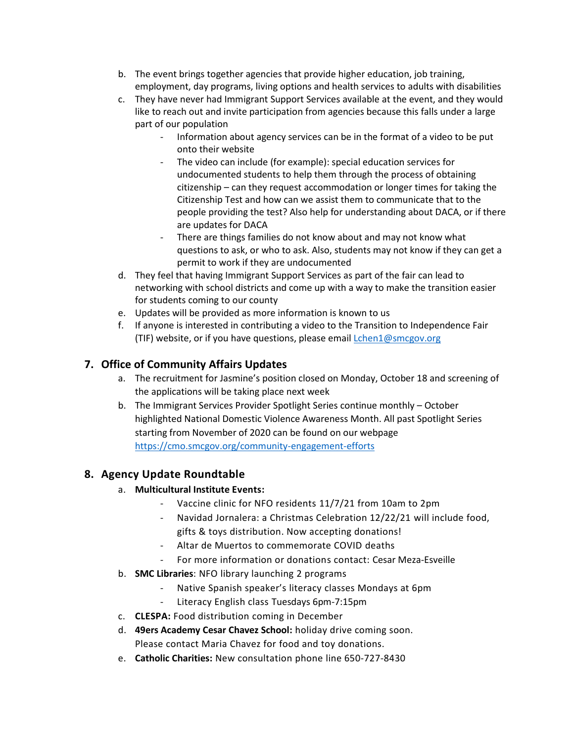b. The event brings together agencies that provide higher education, job training, employment, day programs, living options and health services to adults with disabilities
c. They have never had Immigrant Support Services available at the event, and they would like to reach out and invite participation from agencies because this falls under a large part of our population
   - Information about agency services can be in the format of a video to be put onto their website
   - The video can include (for example): special education services for undocumented students to help them through the process of obtaining citizenship – can they request accommodation or longer times for taking the Citizenship Test and how can we assist them to communicate that to the people providing the test? Also help for understanding about DACA, or if there are updates for DACA
   - There are things families do not know about and may not know what questions to ask, or who to ask. Also, students may not know if they can get a permit to work if they are undocumented
d. They feel that having Immigrant Support Services as part of the fair can lead to networking with school districts and come up with a way to make the transition easier for students coming to our county
e. Updates will be provided as more information is known to us
f. If anyone is interested in contributing a video to the Transition to Independence Fair (TIF) website, or if you have questions, please email Lchen1@smcgov.org

## 7. Office of Community Affairs Updates

a. The recruitment for Jasmine's position closed on Monday, October 18 and screening of the applications will be taking place next week
b. The Immigrant Services Provider Spotlight Series continue monthly – October highlighted National Domestic Violence Awareness Month. All past Spotlight Series starting from November of 2020 can be found on our webpage https://cmo.smcgov.org/community-engagement-efforts

## 8. Agency Update Roundtable

a. **Multicultural Institute Events:**
   - Vaccine clinic for NFO residents 11/7/21 from 10am to 2pm
   - Navidad Jornalera: a Christmas Celebration 12/22/21 will include food, gifts & toys distribution. Now accepting donations!
   - Altar de Muertos to commemorate COVID deaths
   - For more information or donations contact: Cesar Meza-Esveille
b. **SMC Libraries**: NFO library launching 2 programs
   - Native Spanish speaker's literacy classes Mondays at 6pm
   - Literacy English class Tuesdays 6pm-7:15pm
c. **CLESPA:** Food distribution coming in December
d. **49ers Academy Cesar Chavez School:** holiday drive coming soon. Please contact Maria Chavez for food and toy donations.
e. **Catholic Charities:** New consultation phone line 650-727-8430